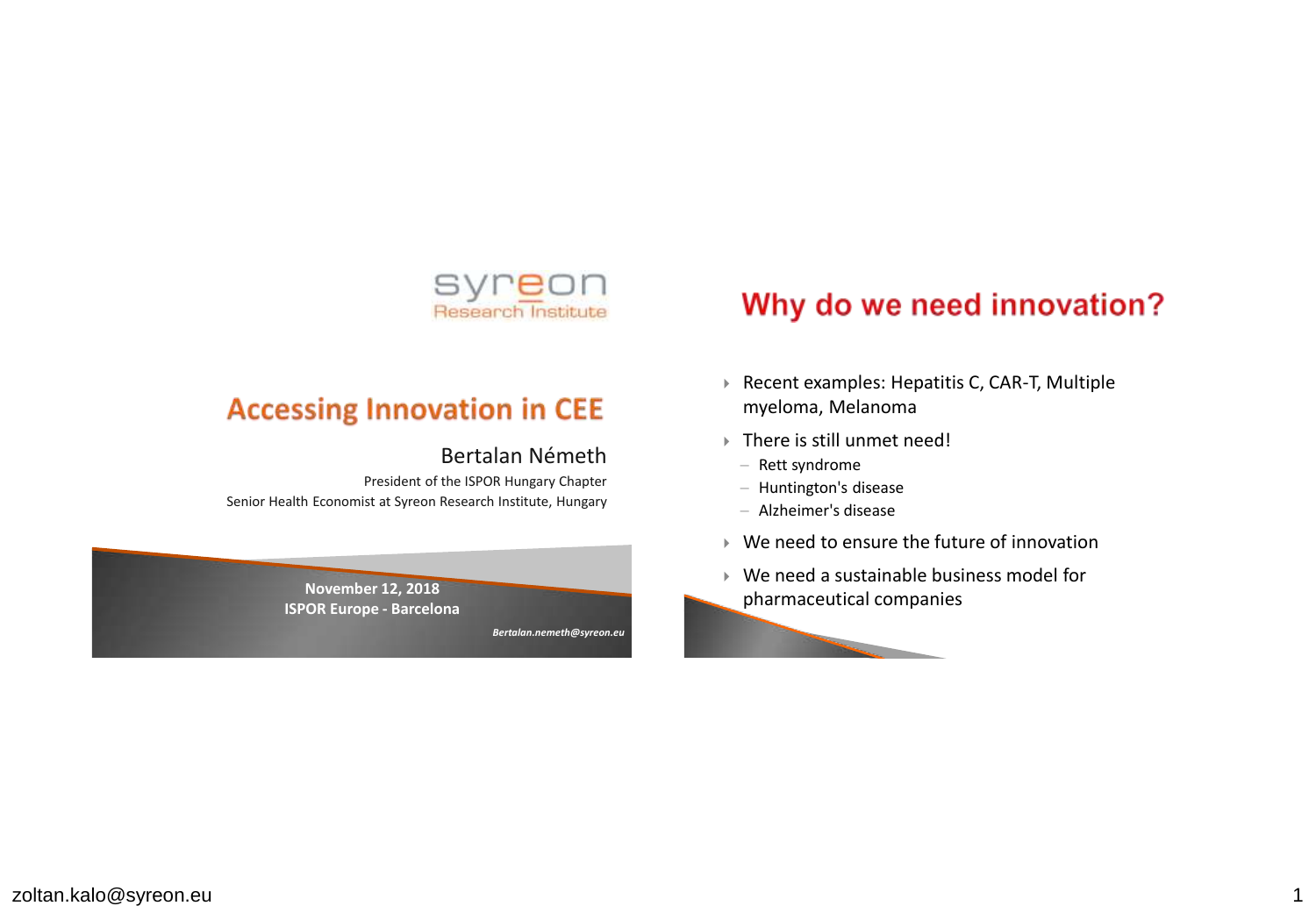syreon
Research Institute

# Accessing Innovation in CEE

Bertalan Németh

President of the ISPOR Hungary Chapter

Senior Health Economist at Syreon Research Institute, Hungary

**November 12, 2018**
**ISPOR Europe - Barcelona**

*Bertalan.nemeth@syreon.eu*

# Why do we need innovation?

- Recent examples: Hepatitis C, CAR-T, Multiple myeloma, Melanoma
- There is still unmet need!
  - Rett syndrome
  - Huntington's disease
  - Alzheimer's disease
- We need to ensure the future of innovation
- We need a sustainable business model for pharmaceutical companies

zoltan.kalo@syreon.eu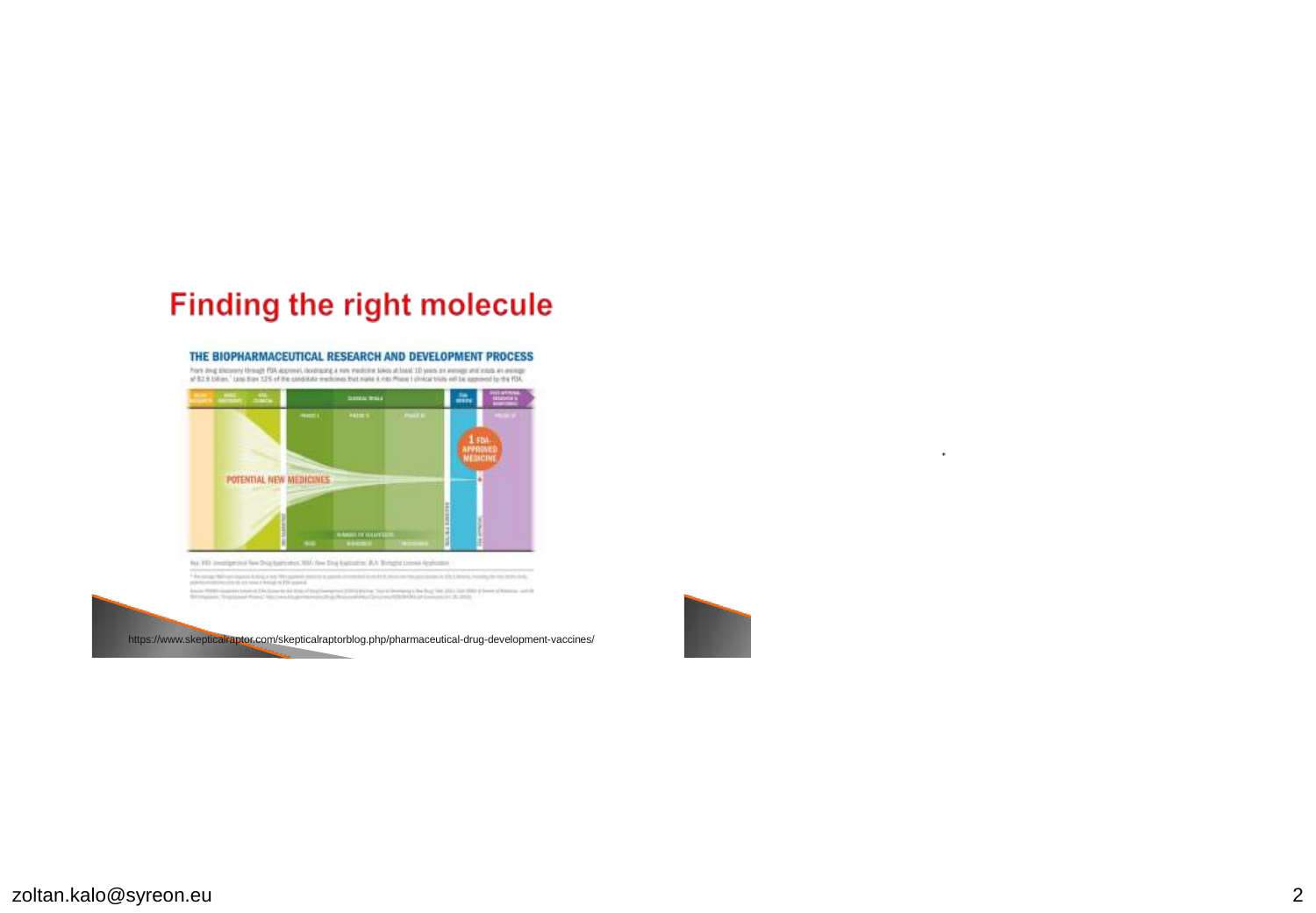# Finding the right molecule

## THE BIOPHARMACEUTICAL RESEARCH AND DEVELOPMENT PROCESS

https://www.skepticalraptor.com/skepticalraptorblog.php/pharmaceutical-drug-development-vaccines/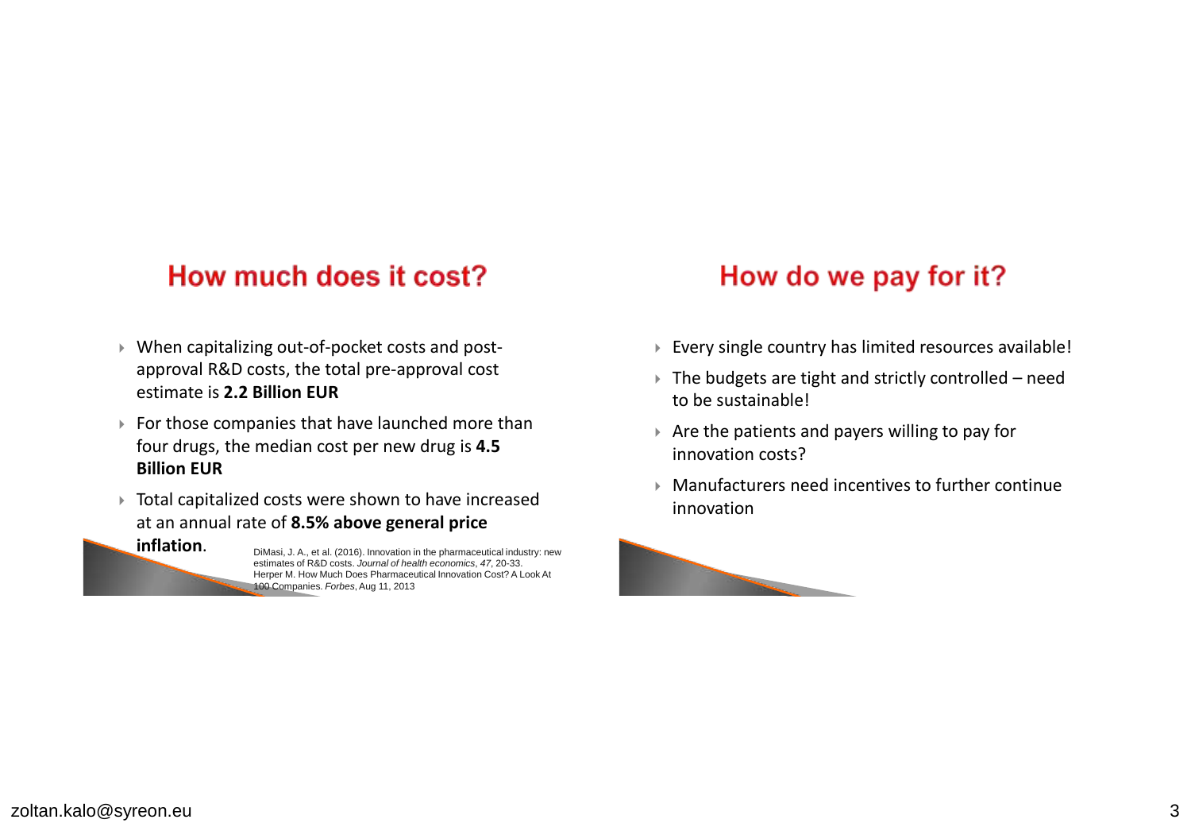## How much does it cost?

- When capitalizing out-of-pocket costs and post-approval R&D costs, the total pre-approval cost estimate is **2.2 Billion EUR**
- For those companies that have launched more than four drugs, the median cost per new drug is **4.5 Billion EUR**
- Total capitalized costs were shown to have increased at an annual rate of **8.5% above general price inflation**.

DiMasi, J. A., et al. (2016). Innovation in the pharmaceutical industry: new estimates of R&D costs. *Journal of health economics*, *47*, 20-33.
Herper M. How Much Does Pharmaceutical Innovation Cost? A Look At 100 Companies. *Forbes*, Aug 11, 2013

## How do we pay for it?

- Every single country has limited resources available!
- The budgets are tight and strictly controlled – need to be sustainable!
- Are the patients and payers willing to pay for innovation costs?
- Manufacturers need incentives to further continue innovation

zoltan.kalo@syreon.eu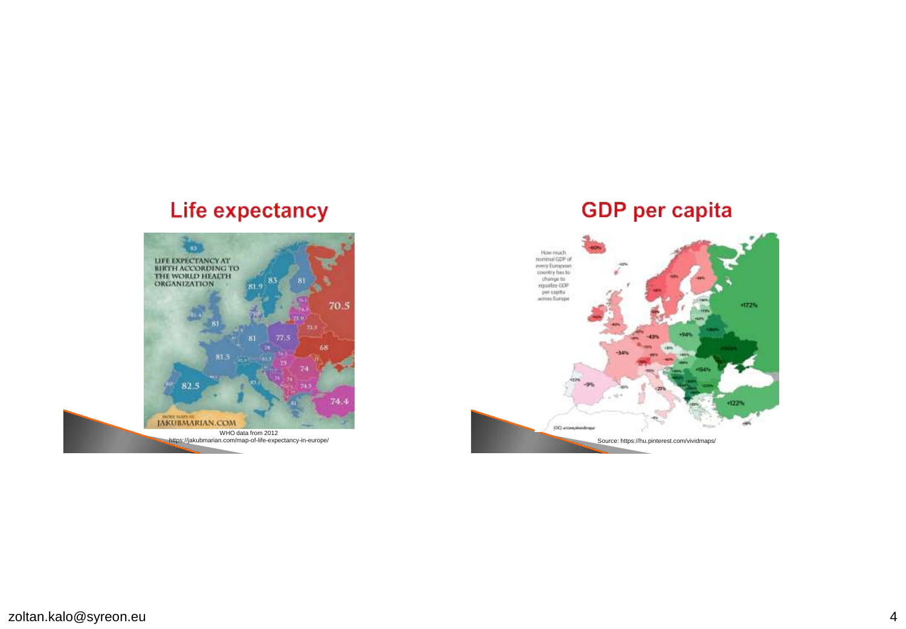## Life expectancy

WHO data from 2012
https://jakubmarian.com/map-of-life-expectancy-in-europe/

## GDP per capita

Source: https://hu.pinterest.com/vividmaps/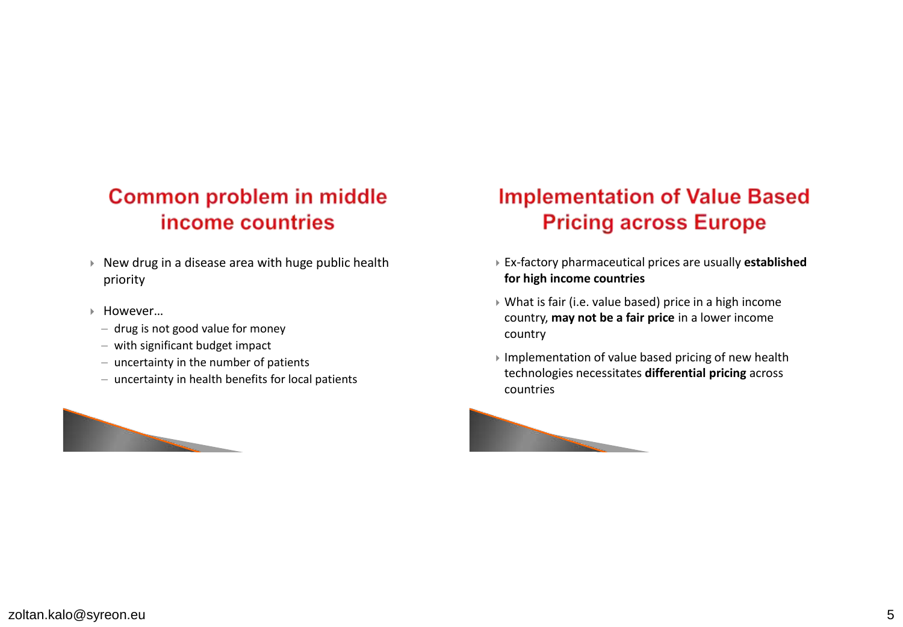## Common problem in middle income countries

- New drug in a disease area with huge public health priority
- However…
  - drug is not good value for money
  - with significant budget impact
  - uncertainty in the number of patients
  - uncertainty in health benefits for local patients

## Implementation of Value Based Pricing across Europe

- Ex-factory pharmaceutical prices are usually **established for high income countries**
- What is fair (i.e. value based) price in a high income country, **may not be a fair price** in a lower income country
- Implementation of value based pricing of new health technologies necessitates **differential pricing** across countries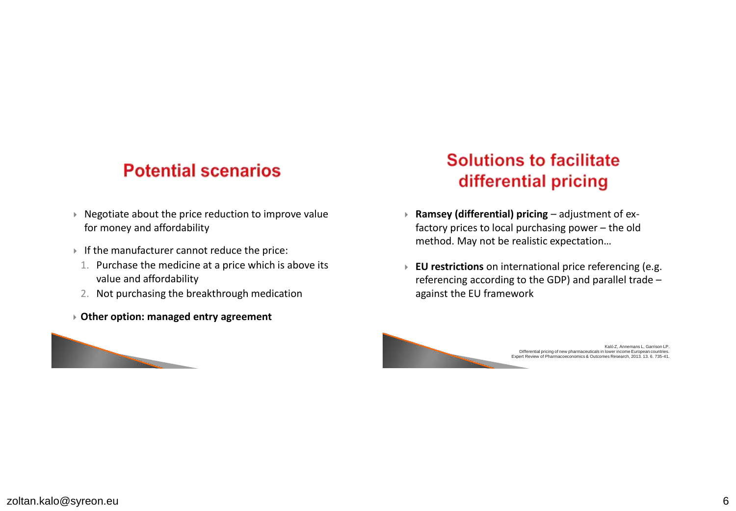## Potential scenarios

- Negotiate about the price reduction to improve value for money and affordability
- If the manufacturer cannot reduce the price:
  1. Purchase the medicine at a price which is above its value and affordability
  2. Not purchasing the breakthrough medication
- **Other option: managed entry agreement**

## Solutions to facilitate differential pricing

- **Ramsey (differential) pricing** – adjustment of ex-factory prices to local purchasing power – the old method. May not be realistic expectation…
- **EU restrictions** on international price referencing (e.g. referencing according to the GDP) and parallel trade – against the EU framework

Kaló Z, Annemans L, Garrison LP.
Differential pricing of new pharmaceuticals in lower income European countries.
Expert Review of Pharmacoeconomics & Outcomes Research, 2013. 13. 6. 735-41.

zoltan.kalo@syreon.eu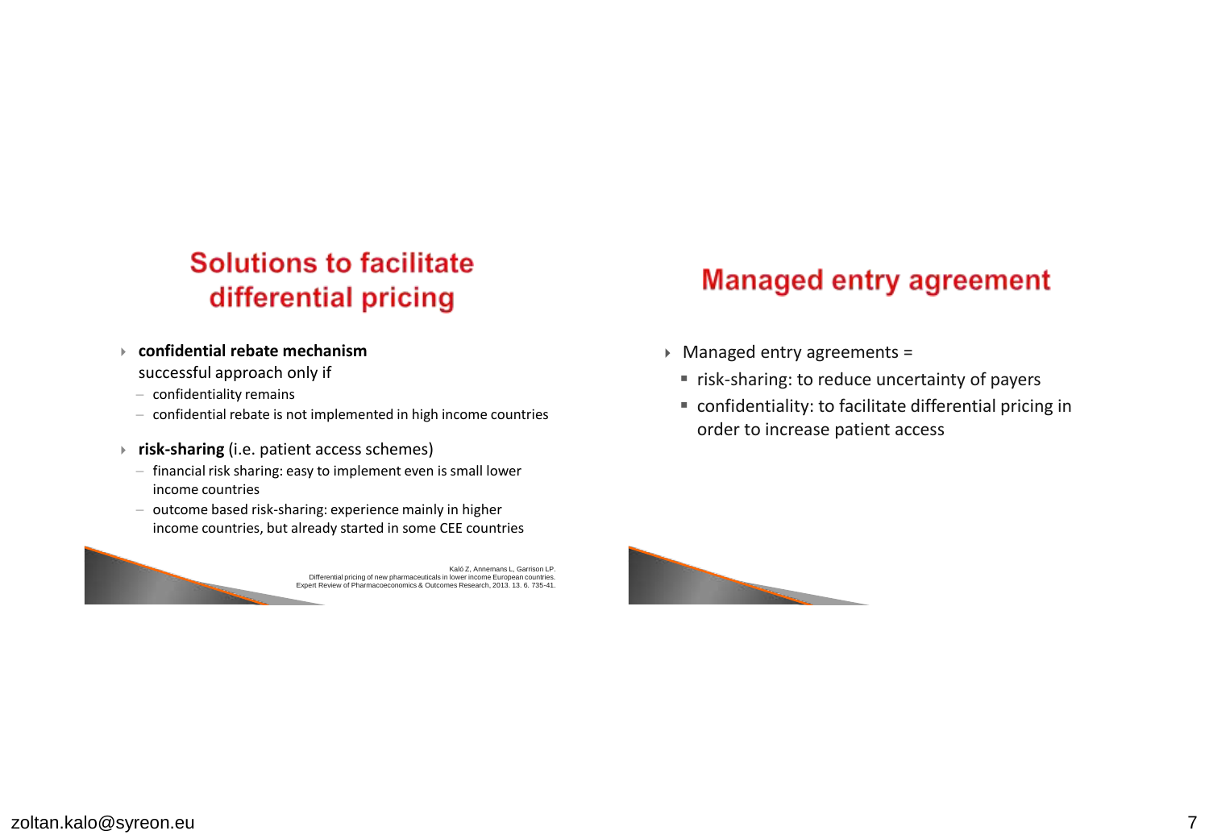## Solutions to facilitate differential pricing

- **confidential rebate mechanism**
  successful approach only if
  - confidentiality remains
  - confidential rebate is not implemented in high income countries
- **risk-sharing** (i.e. patient access schemes)
  - financial risk sharing: easy to implement even is small lower income countries
  - outcome based risk-sharing: experience mainly in higher income countries, but already started in some CEE countries

Kaló Z, Annemans L, Garrison LP.
Differential pricing of new pharmaceuticals in lower income European countries.
Expert Review of Pharmacoeconomics & Outcomes Research, 2013. 13. 6. 735-41.

## Managed entry agreement

- Managed entry agreements =
  - risk-sharing: to reduce uncertainty of payers
  - confidentiality: to facilitate differential pricing in order to increase patient access

zoltan.kalo@syreon.eu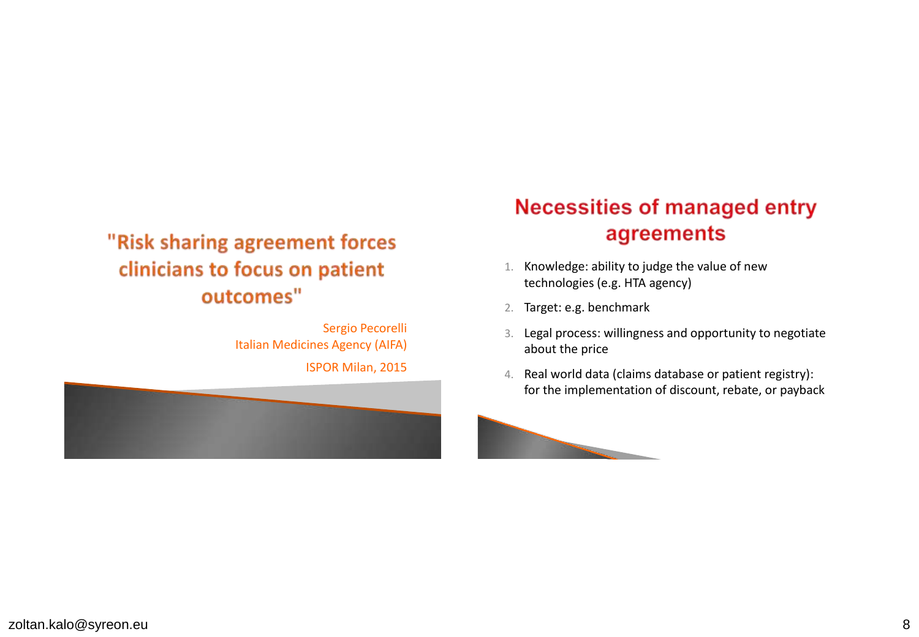## "Risk sharing agreement forces clinicians to focus on patient outcomes"

Sergio Pecorelli
Italian Medicines Agency (AIFA)

ISPOR Milan, 2015

## Necessities of managed entry agreements

1. Knowledge: ability to judge the value of new technologies (e.g. HTA agency)
2. Target: e.g. benchmark
3. Legal process: willingness and opportunity to negotiate about the price
4. Real world data (claims database or patient registry): for the implementation of discount, rebate, or payback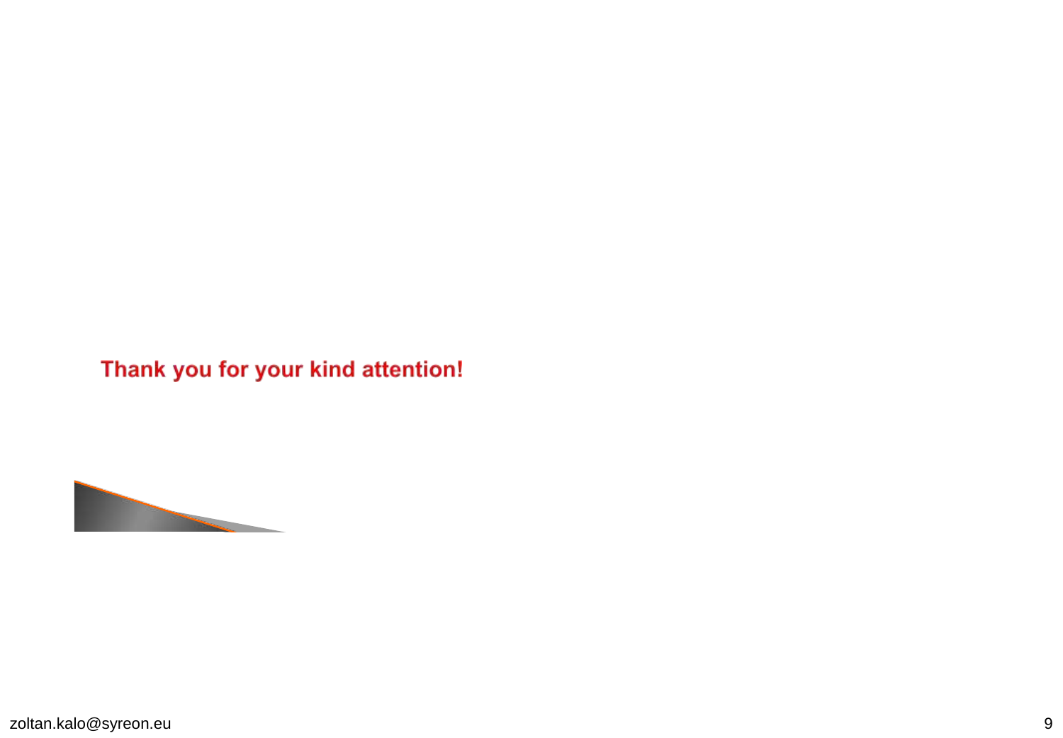**Thank you for your kind attention!**

zoltan.kalo@syreon.eu